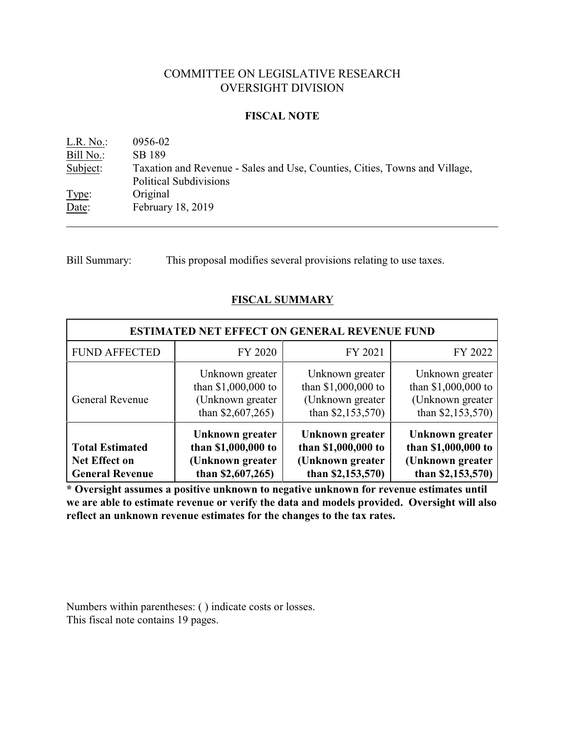COMMITTEE ON LEGISLATIVE RESEARCH
OVERSIGHT DIVISION

**FISCAL NOTE**

L.R. No.: 0956-02
Bill No.: SB 189
Subject: Taxation and Revenue - Sales and Use, Counties, Cities, Towns and Village, Political Subdivisions
Type: Original
Date: February 18, 2019

---

Bill Summary: This proposal modifies several provisions relating to use taxes.

## FISCAL SUMMARY

| ESTIMATED NET EFFECT ON GENERAL REVENUE FUND | | | |
|---|---|---|---|
| FUND AFFECTED | FY 2020 | FY 2021 | FY 2022 |
| General Revenue | Unknown greater than $1,000,000 to (Unknown greater than $2,607,265) | Unknown greater than $1,000,000 to (Unknown greater than $2,153,570) | Unknown greater than $1,000,000 to (Unknown greater than $2,153,570) |
| **Total Estimated Net Effect on General Revenue** | **Unknown greater than $1,000,000 to (Unknown greater than $2,607,265)** | **Unknown greater than $1,000,000 to (Unknown greater than $2,153,570)** | **Unknown greater than $1,000,000 to (Unknown greater than $2,153,570)** |

**\* Oversight assumes a positive unknown to negative unknown for revenue estimates until we are able to estimate revenue or verify the data and models provided. Oversight will also reflect an unknown revenue estimates for the changes to the tax rates.**

Numbers within parentheses: ( ) indicate costs or losses.
This fiscal note contains 19 pages.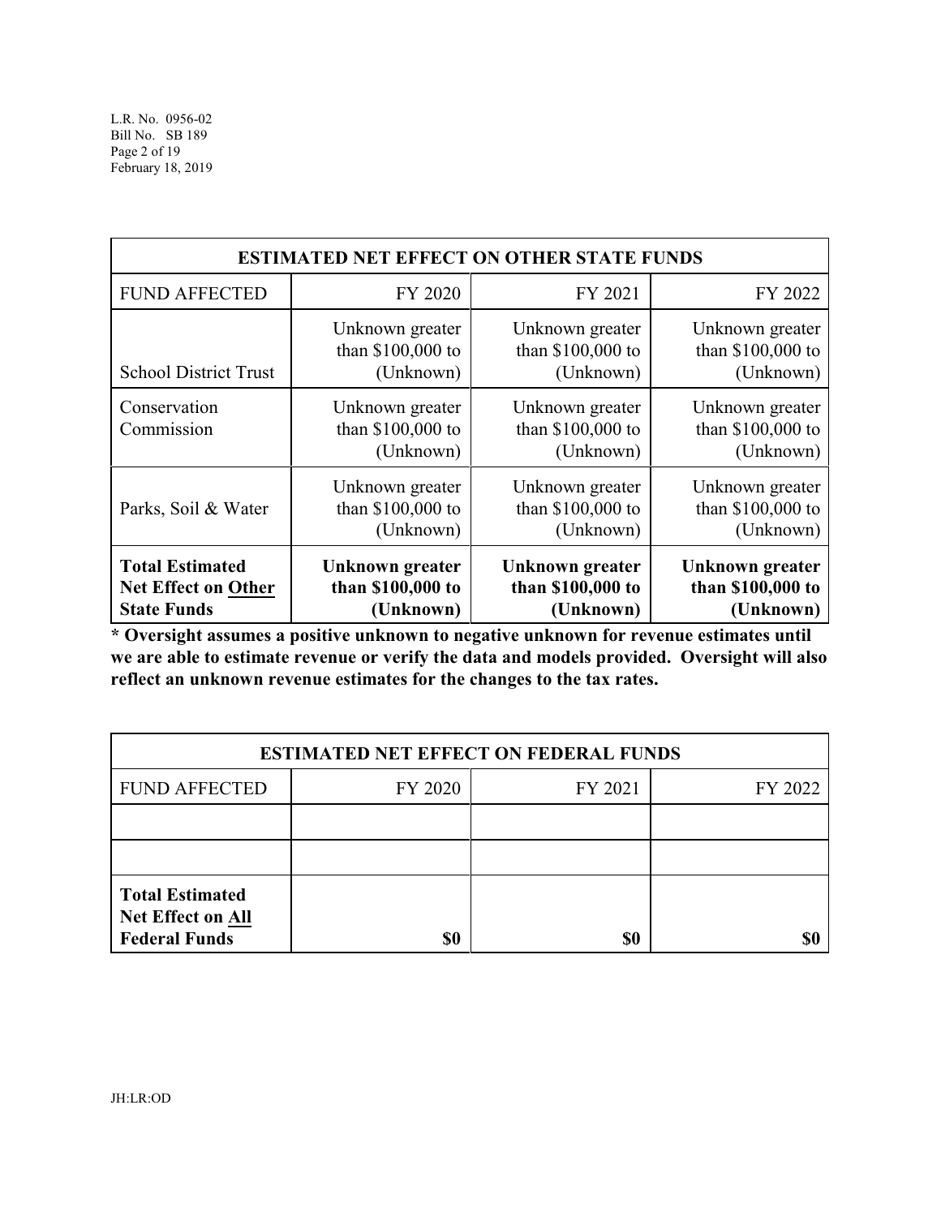| ESTIMATED NET EFFECT ON OTHER STATE FUNDS | | | |
|---|---|---|---|
| FUND AFFECTED | FY 2020 | FY 2021 | FY 2022 |
| School District Trust | Unknown greater than $100,000 to (Unknown) | Unknown greater than $100,000 to (Unknown) | Unknown greater than $100,000 to (Unknown) |
| Conservation Commission | Unknown greater than $100,000 to (Unknown) | Unknown greater than $100,000 to (Unknown) | Unknown greater than $100,000 to (Unknown) |
| Parks, Soil & Water | Unknown greater than $100,000 to (Unknown) | Unknown greater than $100,000 to (Unknown) | Unknown greater than $100,000 to (Unknown) |
| **Total Estimated Net Effect on Other State Funds** | **Unknown greater than $100,000 to (Unknown)** | **Unknown greater than $100,000 to (Unknown)** | **Unknown greater than $100,000 to (Unknown)** |

**\* Oversight assumes a positive unknown to negative unknown for revenue estimates until we are able to estimate revenue or verify the data and models provided. Oversight will also reflect an unknown revenue estimates for the changes to the tax rates.**

| ESTIMATED NET EFFECT ON FEDERAL FUNDS | | | |
|---|---|---|---|
| FUND AFFECTED | FY 2020 | FY 2021 | FY 2022 |
| | | | |
| | | | |
| **Total Estimated Net Effect on All Federal Funds** | **$0** | **$0** | **$0** |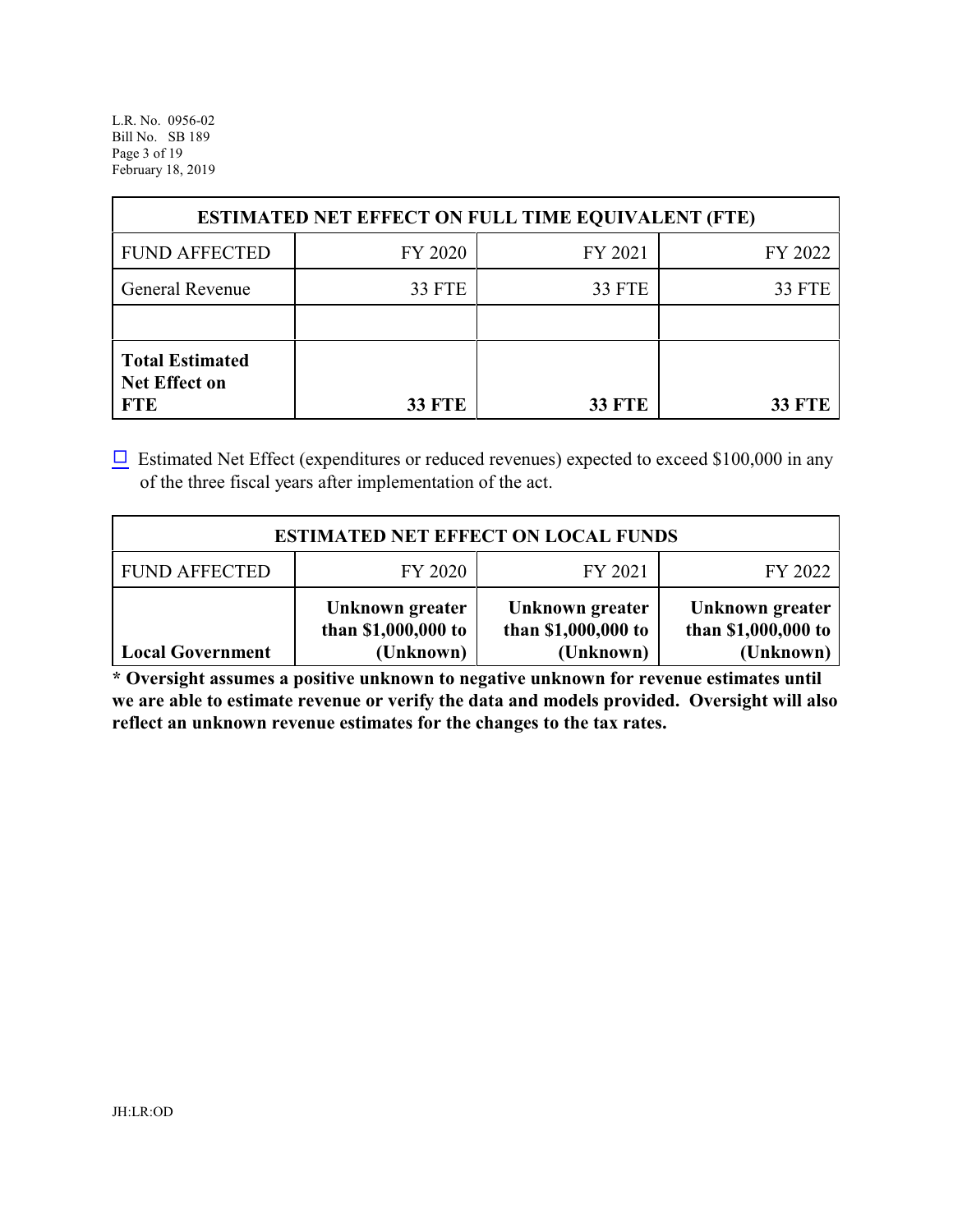| ESTIMATED NET EFFECT ON FULL TIME EQUIVALENT (FTE) | | | |
|---|---|---|---|
| FUND AFFECTED | FY 2020 | FY 2021 | FY 2022 |
| General Revenue | 33 FTE | 33 FTE | 33 FTE |
| | | | |
| **Total Estimated Net Effect on FTE** | **33 FTE** | **33 FTE** | **33 FTE** |

☐ Estimated Net Effect (expenditures or reduced revenues) expected to exceed $100,000 in any of the three fiscal years after implementation of the act.

| ESTIMATED NET EFFECT ON LOCAL FUNDS | | | |
|---|---|---|---|
| FUND AFFECTED | FY 2020 | FY 2021 | FY 2022 |
| **Local Government** | **Unknown greater than $1,000,000 to (Unknown)** | **Unknown greater than $1,000,000 to (Unknown)** | **Unknown greater than $1,000,000 to (Unknown)** |

**\* Oversight assumes a positive unknown to negative unknown for revenue estimates until we are able to estimate revenue or verify the data and models provided. Oversight will also reflect an unknown revenue estimates for the changes to the tax rates.**

JH:LR:OD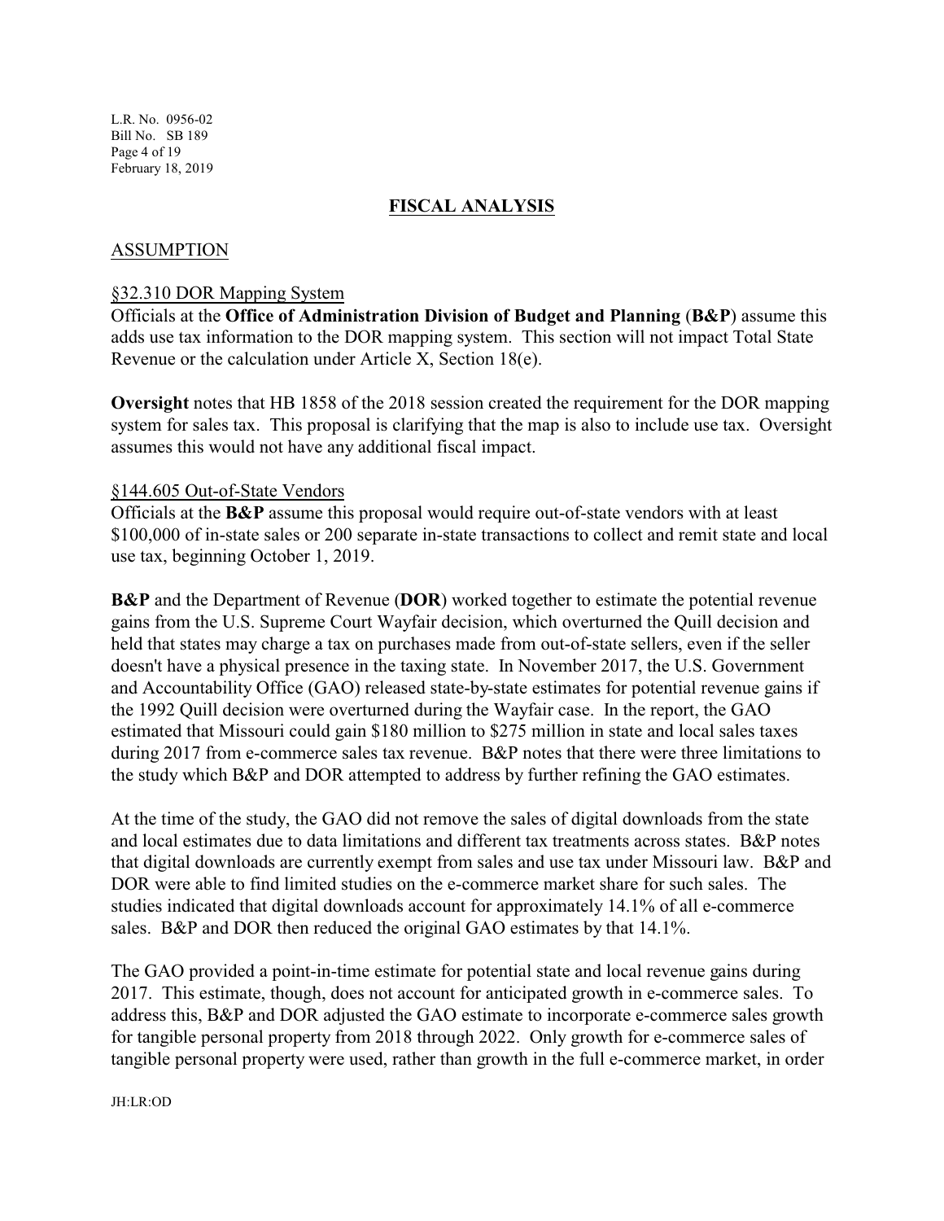## FISCAL ANALYSIS

### ASSUMPTION

§32.310 DOR Mapping System

Officials at the **Office of Administration Division of Budget and Planning** (**B&P**) assume this adds use tax information to the DOR mapping system. This section will not impact Total State Revenue or the calculation under Article X, Section 18(e).

**Oversight** notes that HB 1858 of the 2018 session created the requirement for the DOR mapping system for sales tax. This proposal is clarifying that the map is also to include use tax. Oversight assumes this would not have any additional fiscal impact.

§144.605 Out-of-State Vendors

Officials at the **B&P** assume this proposal would require out-of-state vendors with at least $100,000 of in-state sales or 200 separate in-state transactions to collect and remit state and local use tax, beginning October 1, 2019.

**B&P** and the Department of Revenue (**DOR**) worked together to estimate the potential revenue gains from the U.S. Supreme Court Wayfair decision, which overturned the Quill decision and held that states may charge a tax on purchases made from out-of-state sellers, even if the seller doesn't have a physical presence in the taxing state. In November 2017, the U.S. Government and Accountability Office (GAO) released state-by-state estimates for potential revenue gains if the 1992 Quill decision were overturned during the Wayfair case. In the report, the GAO estimated that Missouri could gain $180 million to $275 million in state and local sales taxes during 2017 from e-commerce sales tax revenue. B&P notes that there were three limitations to the study which B&P and DOR attempted to address by further refining the GAO estimates.

At the time of the study, the GAO did not remove the sales of digital downloads from the state and local estimates due to data limitations and different tax treatments across states. B&P notes that digital downloads are currently exempt from sales and use tax under Missouri law. B&P and DOR were able to find limited studies on the e-commerce market share for such sales. The studies indicated that digital downloads account for approximately 14.1% of all e-commerce sales. B&P and DOR then reduced the original GAO estimates by that 14.1%.

The GAO provided a point-in-time estimate for potential state and local revenue gains during 2017. This estimate, though, does not account for anticipated growth in e-commerce sales. To address this, B&P and DOR adjusted the GAO estimate to incorporate e-commerce sales growth for tangible personal property from 2018 through 2022. Only growth for e-commerce sales of tangible personal property were used, rather than growth in the full e-commerce market, in order

JH:LR:OD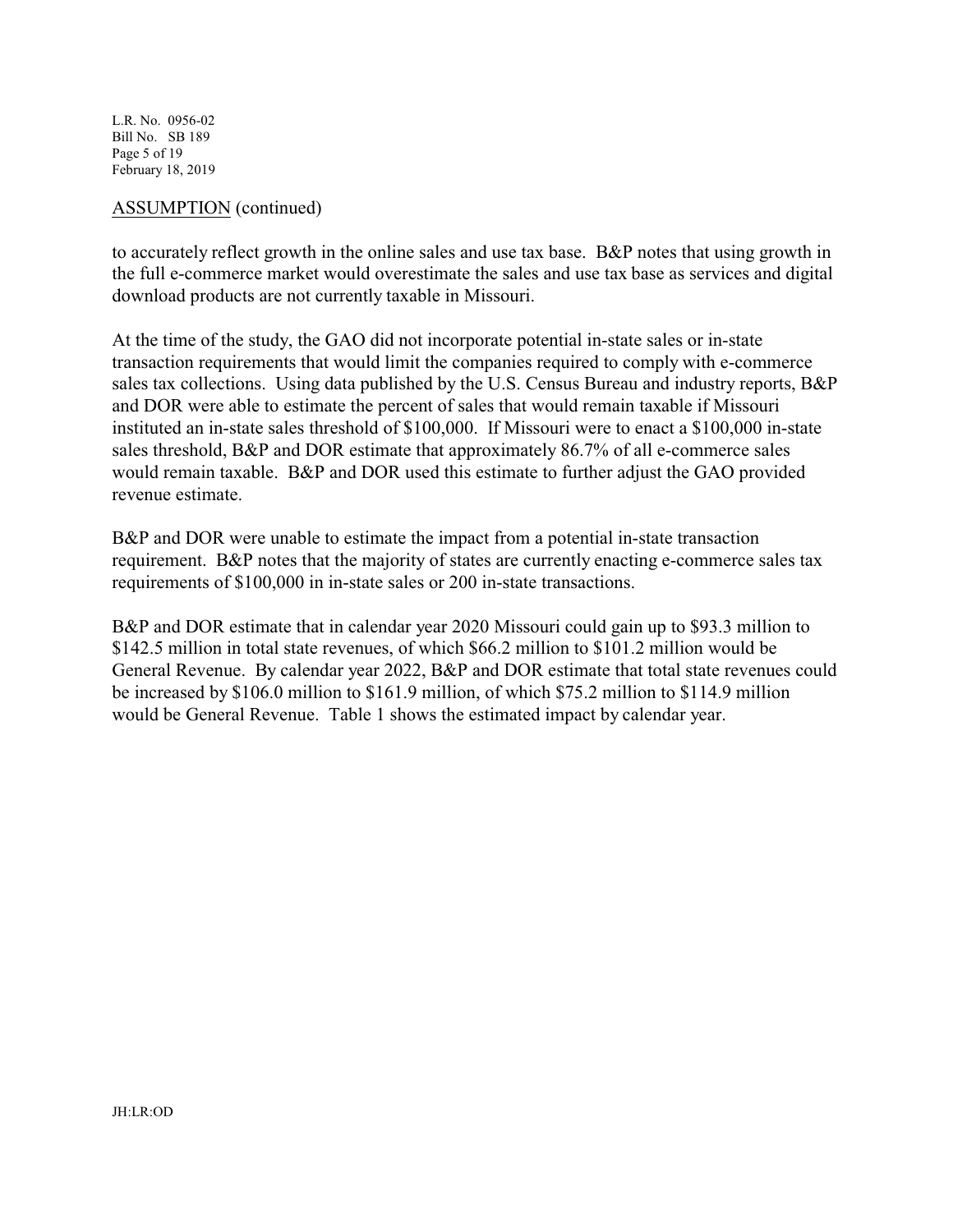ASSUMPTION (continued)

to accurately reflect growth in the online sales and use tax base. B&P notes that using growth in the full e-commerce market would overestimate the sales and use tax base as services and digital download products are not currently taxable in Missouri.

At the time of the study, the GAO did not incorporate potential in-state sales or in-state transaction requirements that would limit the companies required to comply with e-commerce sales tax collections. Using data published by the U.S. Census Bureau and industry reports, B&P and DOR were able to estimate the percent of sales that would remain taxable if Missouri instituted an in-state sales threshold of $100,000. If Missouri were to enact a $100,000 in-state sales threshold, B&P and DOR estimate that approximately 86.7% of all e-commerce sales would remain taxable. B&P and DOR used this estimate to further adjust the GAO provided revenue estimate.

B&P and DOR were unable to estimate the impact from a potential in-state transaction requirement. B&P notes that the majority of states are currently enacting e-commerce sales tax requirements of $100,000 in in-state sales or 200 in-state transactions.

B&P and DOR estimate that in calendar year 2020 Missouri could gain up to $93.3 million to $142.5 million in total state revenues, of which $66.2 million to $101.2 million would be General Revenue. By calendar year 2022, B&P and DOR estimate that total state revenues could be increased by $106.0 million to $161.9 million, of which $75.2 million to $114.9 million would be General Revenue. Table 1 shows the estimated impact by calendar year.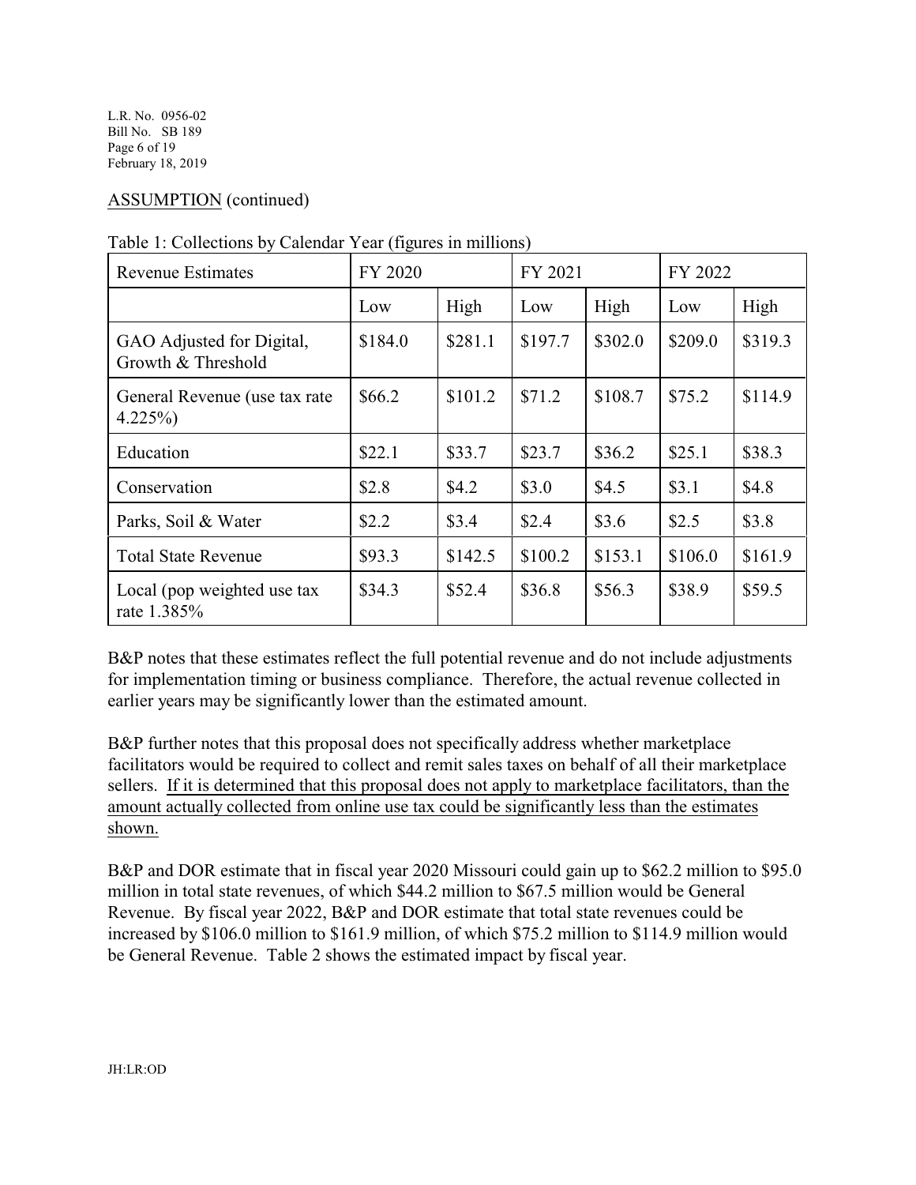ASSUMPTION (continued)

Table 1: Collections by Calendar Year (figures in millions)

| Revenue Estimates | FY 2020 | | FY 2021 | | FY 2022 | |
|---|---|---|---|---|---|---|
| | Low | High | Low | High | Low | High |
| GAO Adjusted for Digital, Growth & Threshold | $184.0 | $281.1 | $197.7 | $302.0 | $209.0 | $319.3 |
| General Revenue (use tax rate 4.225%) | $66.2 | $101.2 | $71.2 | $108.7 | $75.2 | $114.9 |
| Education | $22.1 | $33.7 | $23.7 | $36.2 | $25.1 | $38.3 |
| Conservation | $2.8 | $4.2 | $3.0 | $4.5 | $3.1 | $4.8 |
| Parks, Soil & Water | $2.2 | $3.4 | $2.4 | $3.6 | $2.5 | $3.8 |
| Total State Revenue | $93.3 | $142.5 | $100.2 | $153.1 | $106.0 | $161.9 |
| Local (pop weighted use tax rate 1.385% | $34.3 | $52.4 | $36.8 | $56.3 | $38.9 | $59.5 |

B&P notes that these estimates reflect the full potential revenue and do not include adjustments for implementation timing or business compliance. Therefore, the actual revenue collected in earlier years may be significantly lower than the estimated amount.

B&P further notes that this proposal does not specifically address whether marketplace facilitators would be required to collect and remit sales taxes on behalf of all their marketplace sellers. <u>If it is determined that this proposal does not apply to marketplace facilitators, than the amount actually collected from online use tax could be significantly less than the estimates shown.</u>

B&P and DOR estimate that in fiscal year 2020 Missouri could gain up to $62.2 million to $95.0 million in total state revenues, of which $44.2 million to $67.5 million would be General Revenue. By fiscal year 2022, B&P and DOR estimate that total state revenues could be increased by $106.0 million to $161.9 million, of which $75.2 million to $114.9 million would be General Revenue. Table 2 shows the estimated impact by fiscal year.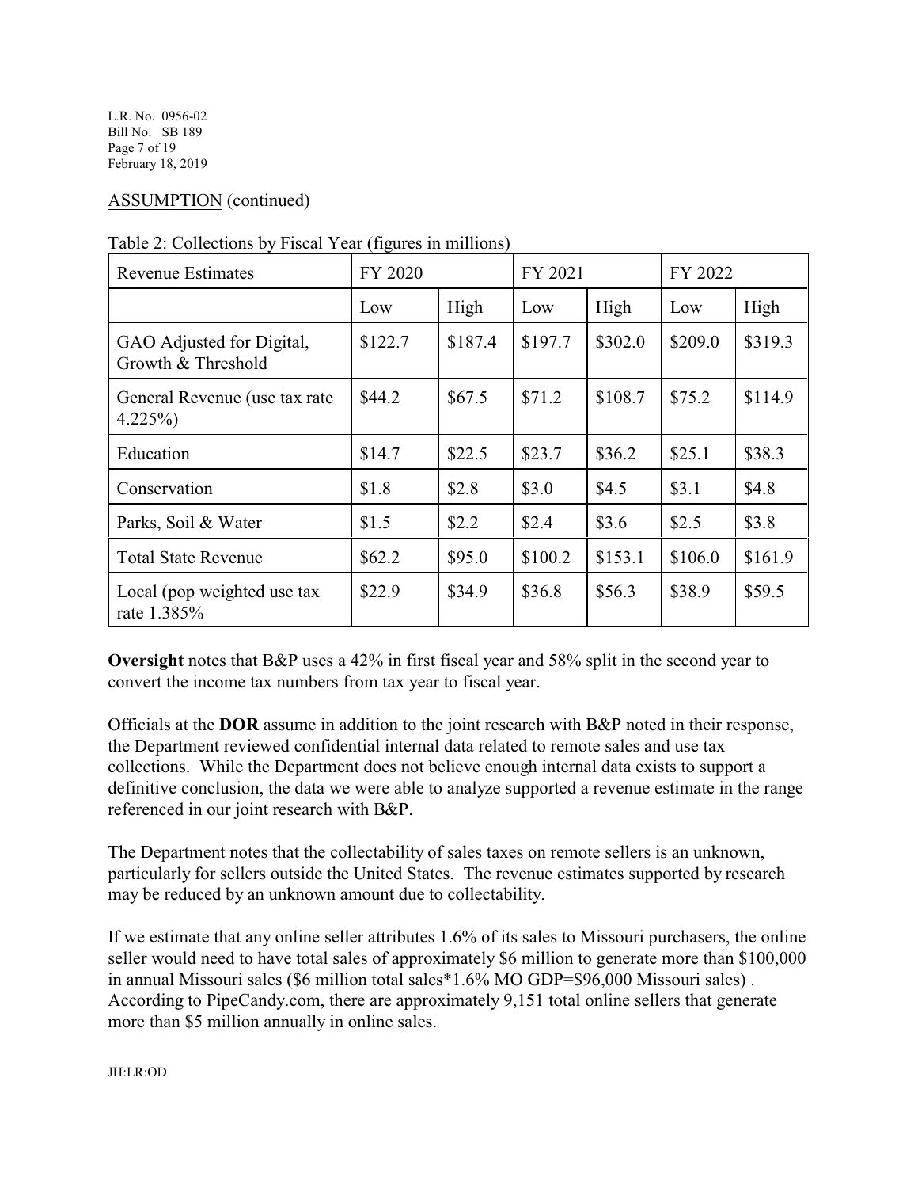ASSUMPTION (continued)

Table 2: Collections by Fiscal Year (figures in millions)

| Revenue Estimates | FY 2020 | | FY 2021 | | FY 2022 | |
|---|---|---|---|---|---|---|
| | Low | High | Low | High | Low | High |
| GAO Adjusted for Digital, Growth & Threshold | $122.7 | $187.4 | $197.7 | $302.0 | $209.0 | $319.3 |
| General Revenue (use tax rate 4.225%) | $44.2 | $67.5 | $71.2 | $108.7 | $75.2 | $114.9 |
| Education | $14.7 | $22.5 | $23.7 | $36.2 | $25.1 | $38.3 |
| Conservation | $1.8 | $2.8 | $3.0 | $4.5 | $3.1 | $4.8 |
| Parks, Soil & Water | $1.5 | $2.2 | $2.4 | $3.6 | $2.5 | $3.8 |
| Total State Revenue | $62.2 | $95.0 | $100.2 | $153.1 | $106.0 | $161.9 |
| Local (pop weighted use tax rate 1.385% | $22.9 | $34.9 | $36.8 | $56.3 | $38.9 | $59.5 |

**Oversight** notes that B&P uses a 42% in first fiscal year and 58% split in the second year to convert the income tax numbers from tax year to fiscal year.

Officials at the **DOR** assume in addition to the joint research with B&P noted in their response, the Department reviewed confidential internal data related to remote sales and use tax collections. While the Department does not believe enough internal data exists to support a definitive conclusion, the data we were able to analyze supported a revenue estimate in the range referenced in our joint research with B&P.

The Department notes that the collectability of sales taxes on remote sellers is an unknown, particularly for sellers outside the United States. The revenue estimates supported by research may be reduced by an unknown amount due to collectability.

If we estimate that any online seller attributes 1.6% of its sales to Missouri purchasers, the online seller would need to have total sales of approximately $6 million to generate more than $100,000 in annual Missouri sales ($6 million total sales*1.6% MO GDP=$96,000 Missouri sales) . According to PipeCandy.com, there are approximately 9,151 total online sellers that generate more than $5 million annually in online sales.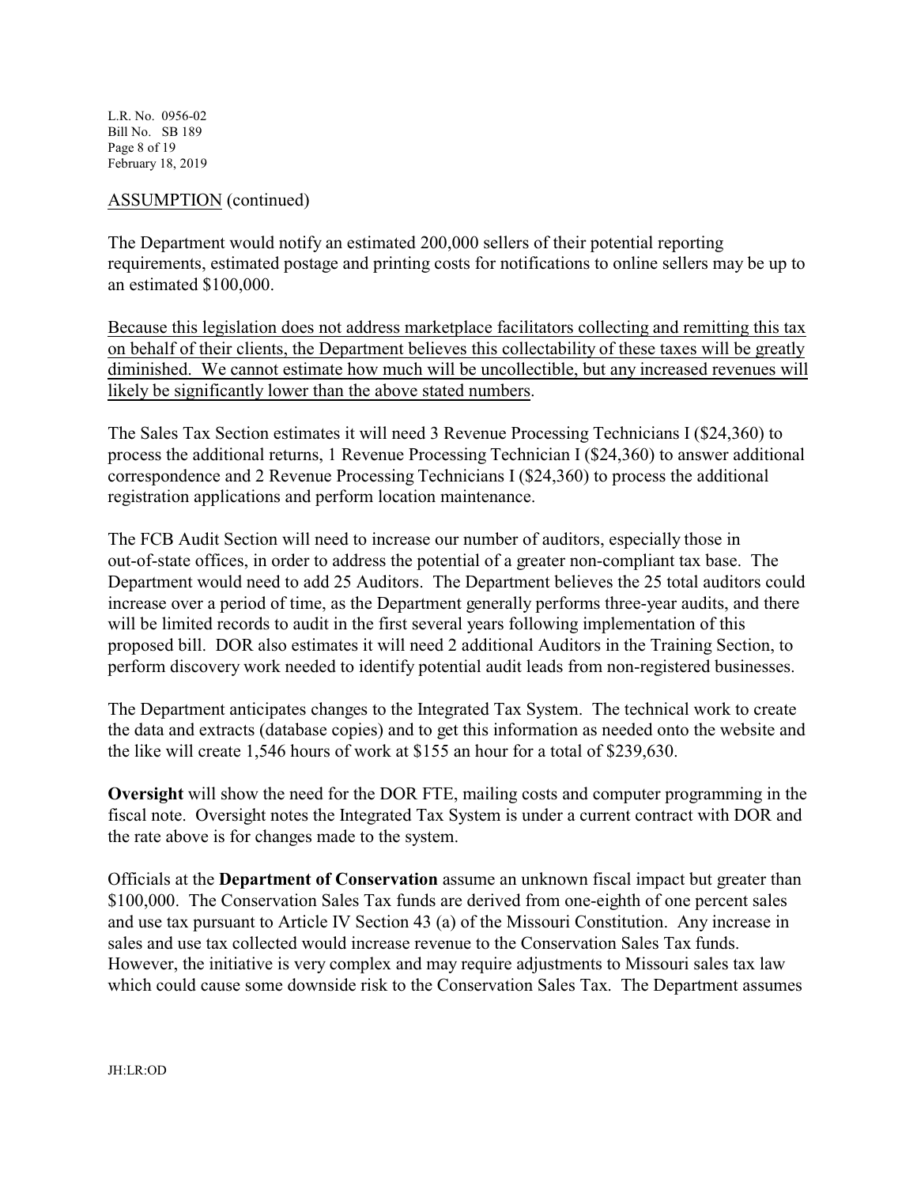ASSUMPTION (continued)

The Department would notify an estimated 200,000 sellers of their potential reporting requirements, estimated postage and printing costs for notifications to online sellers may be up to an estimated $100,000.

<u>Because this legislation does not address marketplace facilitators collecting and remitting this tax on behalf of their clients, the Department believes this collectability of these taxes will be greatly diminished. We cannot estimate how much will be uncollectible, but any increased revenues will likely be significantly lower than the above stated numbers</u>.

The Sales Tax Section estimates it will need 3 Revenue Processing Technicians I ($24,360) to process the additional returns, 1 Revenue Processing Technician I ($24,360) to answer additional correspondence and 2 Revenue Processing Technicians I ($24,360) to process the additional registration applications and perform location maintenance.

The FCB Audit Section will need to increase our number of auditors, especially those in out-of-state offices, in order to address the potential of a greater non-compliant tax base. The Department would need to add 25 Auditors. The Department believes the 25 total auditors could increase over a period of time, as the Department generally performs three-year audits, and there will be limited records to audit in the first several years following implementation of this proposed bill. DOR also estimates it will need 2 additional Auditors in the Training Section, to perform discovery work needed to identify potential audit leads from non-registered businesses.

The Department anticipates changes to the Integrated Tax System. The technical work to create the data and extracts (database copies) and to get this information as needed onto the website and the like will create 1,546 hours of work at $155 an hour for a total of $239,630.

**Oversight** will show the need for the DOR FTE, mailing costs and computer programming in the fiscal note. Oversight notes the Integrated Tax System is under a current contract with DOR and the rate above is for changes made to the system.

Officials at the **Department of Conservation** assume an unknown fiscal impact but greater than $100,000. The Conservation Sales Tax funds are derived from one-eighth of one percent sales and use tax pursuant to Article IV Section 43 (a) of the Missouri Constitution. Any increase in sales and use tax collected would increase revenue to the Conservation Sales Tax funds. However, the initiative is very complex and may require adjustments to Missouri sales tax law which could cause some downside risk to the Conservation Sales Tax. The Department assumes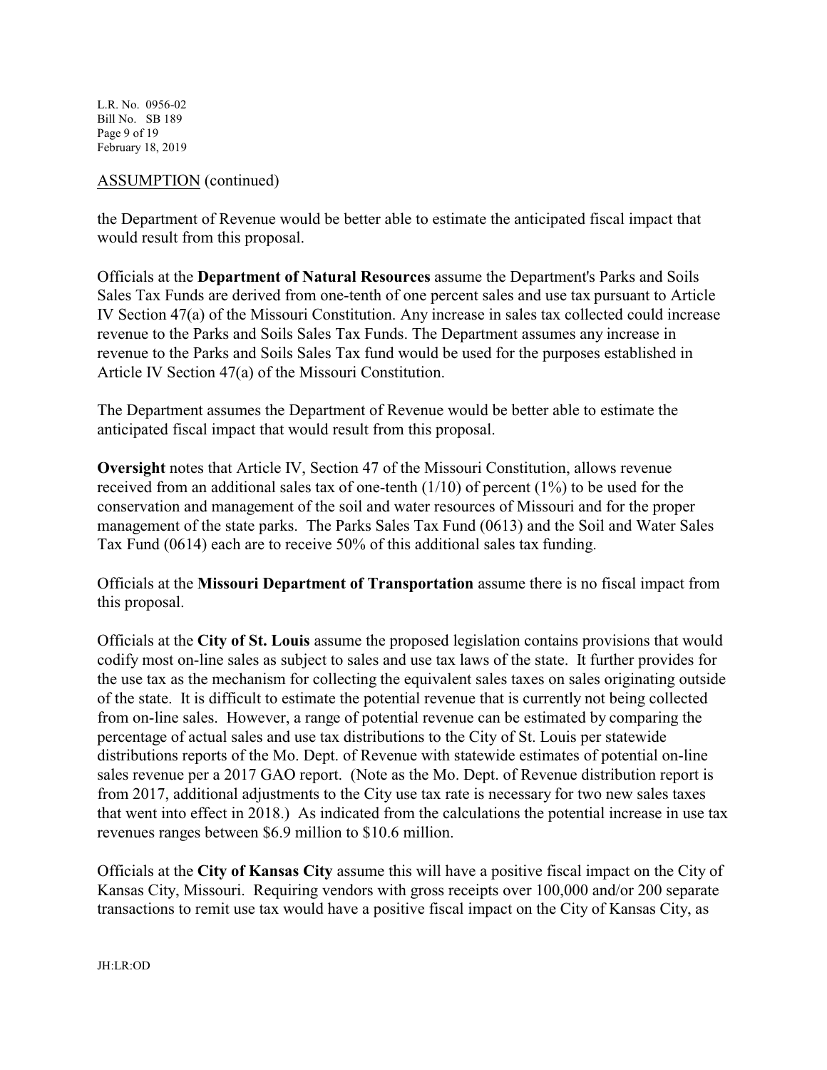ASSUMPTION (continued)

the Department of Revenue would be better able to estimate the anticipated fiscal impact that would result from this proposal.

Officials at the **Department of Natural Resources** assume the Department's Parks and Soils Sales Tax Funds are derived from one-tenth of one percent sales and use tax pursuant to Article IV Section 47(a) of the Missouri Constitution. Any increase in sales tax collected could increase revenue to the Parks and Soils Sales Tax Funds. The Department assumes any increase in revenue to the Parks and Soils Sales Tax fund would be used for the purposes established in Article IV Section 47(a) of the Missouri Constitution.

The Department assumes the Department of Revenue would be better able to estimate the anticipated fiscal impact that would result from this proposal.

**Oversight** notes that Article IV, Section 47 of the Missouri Constitution, allows revenue received from an additional sales tax of one-tenth (1/10) of percent (1%) to be used for the conservation and management of the soil and water resources of Missouri and for the proper management of the state parks. The Parks Sales Tax Fund (0613) and the Soil and Water Sales Tax Fund (0614) each are to receive 50% of this additional sales tax funding.

Officials at the **Missouri Department of Transportation** assume there is no fiscal impact from this proposal.

Officials at the **City of St. Louis** assume the proposed legislation contains provisions that would codify most on-line sales as subject to sales and use tax laws of the state. It further provides for the use tax as the mechanism for collecting the equivalent sales taxes on sales originating outside of the state. It is difficult to estimate the potential revenue that is currently not being collected from on-line sales. However, a range of potential revenue can be estimated by comparing the percentage of actual sales and use tax distributions to the City of St. Louis per statewide distributions reports of the Mo. Dept. of Revenue with statewide estimates of potential on-line sales revenue per a 2017 GAO report. (Note as the Mo. Dept. of Revenue distribution report is from 2017, additional adjustments to the City use tax rate is necessary for two new sales taxes that went into effect in 2018.) As indicated from the calculations the potential increase in use tax revenues ranges between $6.9 million to $10.6 million.

Officials at the **City of Kansas City** assume this will have a positive fiscal impact on the City of Kansas City, Missouri. Requiring vendors with gross receipts over 100,000 and/or 200 separate transactions to remit use tax would have a positive fiscal impact on the City of Kansas City, as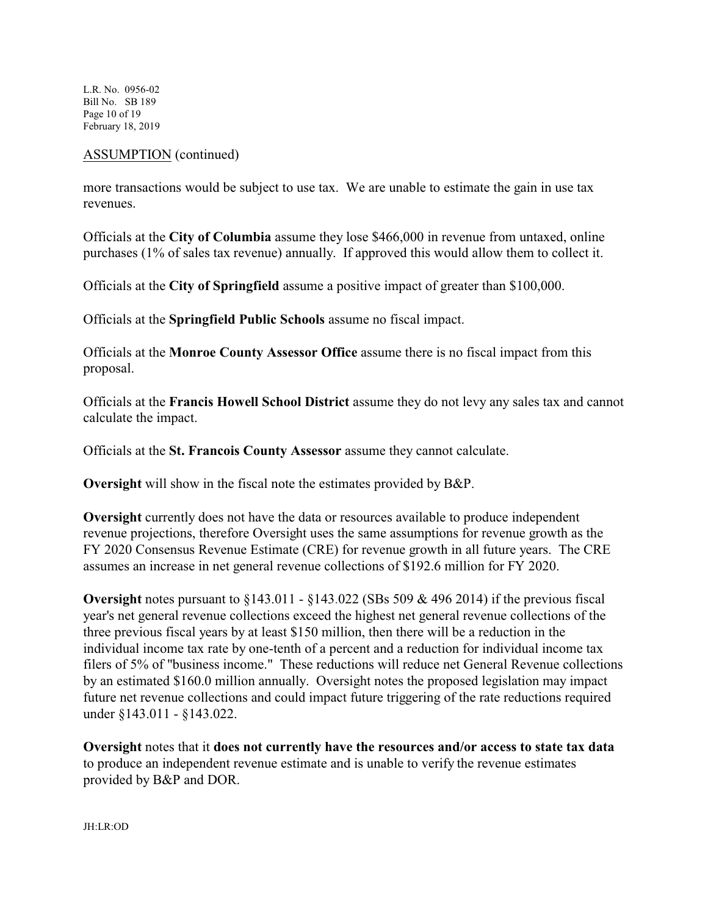ASSUMPTION (continued)

more transactions would be subject to use tax. We are unable to estimate the gain in use tax revenues.

Officials at the **City of Columbia** assume they lose $466,000 in revenue from untaxed, online purchases (1% of sales tax revenue) annually. If approved this would allow them to collect it.

Officials at the **City of Springfield** assume a positive impact of greater than $100,000.

Officials at the **Springfield Public Schools** assume no fiscal impact.

Officials at the **Monroe County Assessor Office** assume there is no fiscal impact from this proposal.

Officials at the **Francis Howell School District** assume they do not levy any sales tax and cannot calculate the impact.

Officials at the **St. Francois County Assessor** assume they cannot calculate.

**Oversight** will show in the fiscal note the estimates provided by B&P.

**Oversight** currently does not have the data or resources available to produce independent revenue projections, therefore Oversight uses the same assumptions for revenue growth as the FY 2020 Consensus Revenue Estimate (CRE) for revenue growth in all future years. The CRE assumes an increase in net general revenue collections of $192.6 million for FY 2020.

**Oversight** notes pursuant to §143.011 - §143.022 (SBs 509 & 496 2014) if the previous fiscal year's net general revenue collections exceed the highest net general revenue collections of the three previous fiscal years by at least $150 million, then there will be a reduction in the individual income tax rate by one-tenth of a percent and a reduction for individual income tax filers of 5% of "business income." These reductions will reduce net General Revenue collections by an estimated $160.0 million annually. Oversight notes the proposed legislation may impact future net revenue collections and could impact future triggering of the rate reductions required under §143.011 - §143.022.

**Oversight** notes that it **does not currently have the resources and/or access to state tax data** to produce an independent revenue estimate and is unable to verify the revenue estimates provided by B&P and DOR.

JH:LR:OD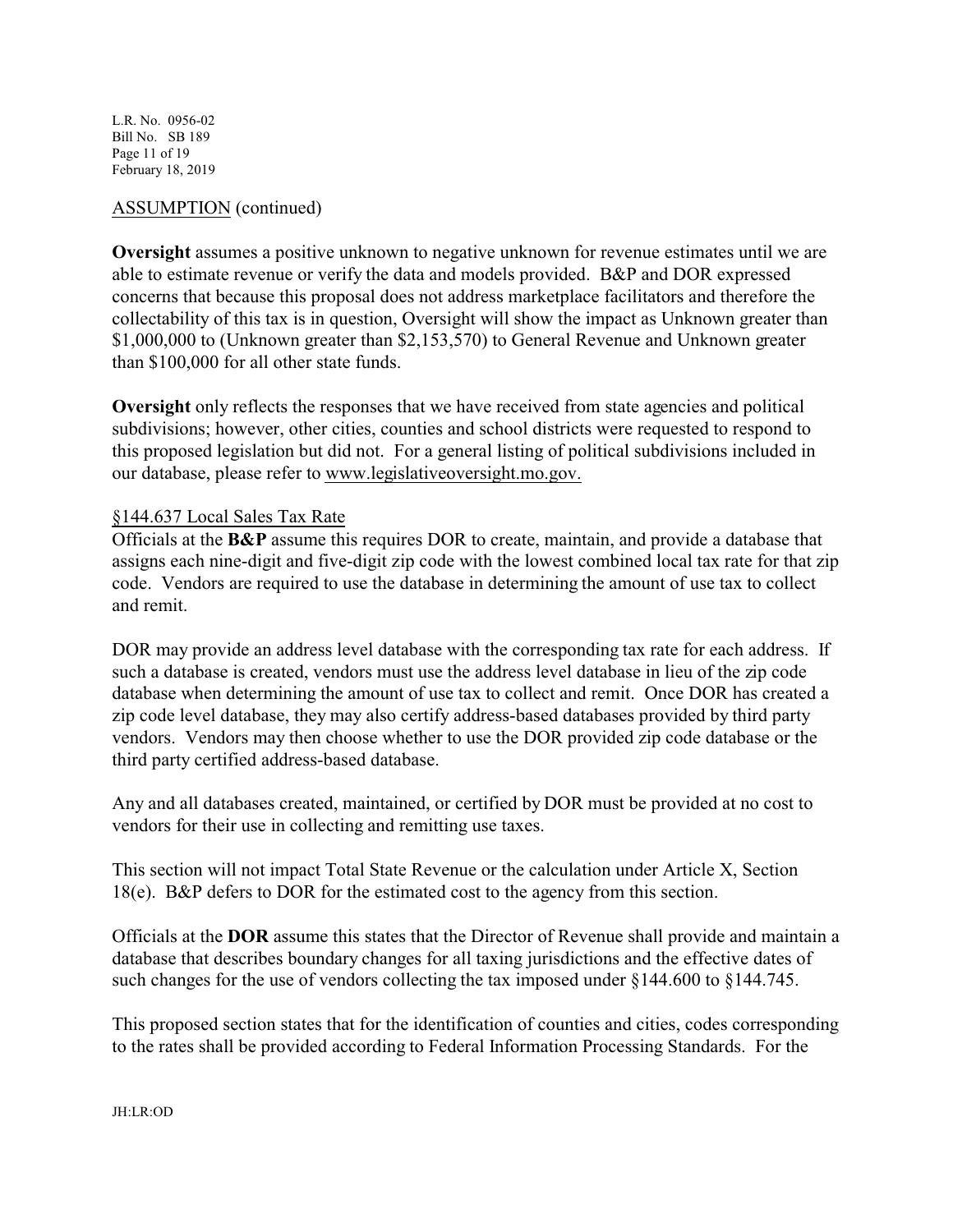ASSUMPTION (continued)

**Oversight** assumes a positive unknown to negative unknown for revenue estimates until we are able to estimate revenue or verify the data and models provided. B&P and DOR expressed concerns that because this proposal does not address marketplace facilitators and therefore the collectability of this tax is in question, Oversight will show the impact as Unknown greater than $1,000,000 to (Unknown greater than $2,153,570) to General Revenue and Unknown greater than $100,000 for all other state funds.

**Oversight** only reflects the responses that we have received from state agencies and political subdivisions; however, other cities, counties and school districts were requested to respond to this proposed legislation but did not. For a general listing of political subdivisions included in our database, please refer to www.legislativeoversight.mo.gov.

§144.637 Local Sales Tax Rate

Officials at the **B&P** assume this requires DOR to create, maintain, and provide a database that assigns each nine-digit and five-digit zip code with the lowest combined local tax rate for that zip code. Vendors are required to use the database in determining the amount of use tax to collect and remit.

DOR may provide an address level database with the corresponding tax rate for each address. If such a database is created, vendors must use the address level database in lieu of the zip code database when determining the amount of use tax to collect and remit. Once DOR has created a zip code level database, they may also certify address-based databases provided by third party vendors. Vendors may then choose whether to use the DOR provided zip code database or the third party certified address-based database.

Any and all databases created, maintained, or certified by DOR must be provided at no cost to vendors for their use in collecting and remitting use taxes.

This section will not impact Total State Revenue or the calculation under Article X, Section 18(e). B&P defers to DOR for the estimated cost to the agency from this section.

Officials at the **DOR** assume this states that the Director of Revenue shall provide and maintain a database that describes boundary changes for all taxing jurisdictions and the effective dates of such changes for the use of vendors collecting the tax imposed under §144.600 to §144.745.

This proposed section states that for the identification of counties and cities, codes corresponding to the rates shall be provided according to Federal Information Processing Standards. For the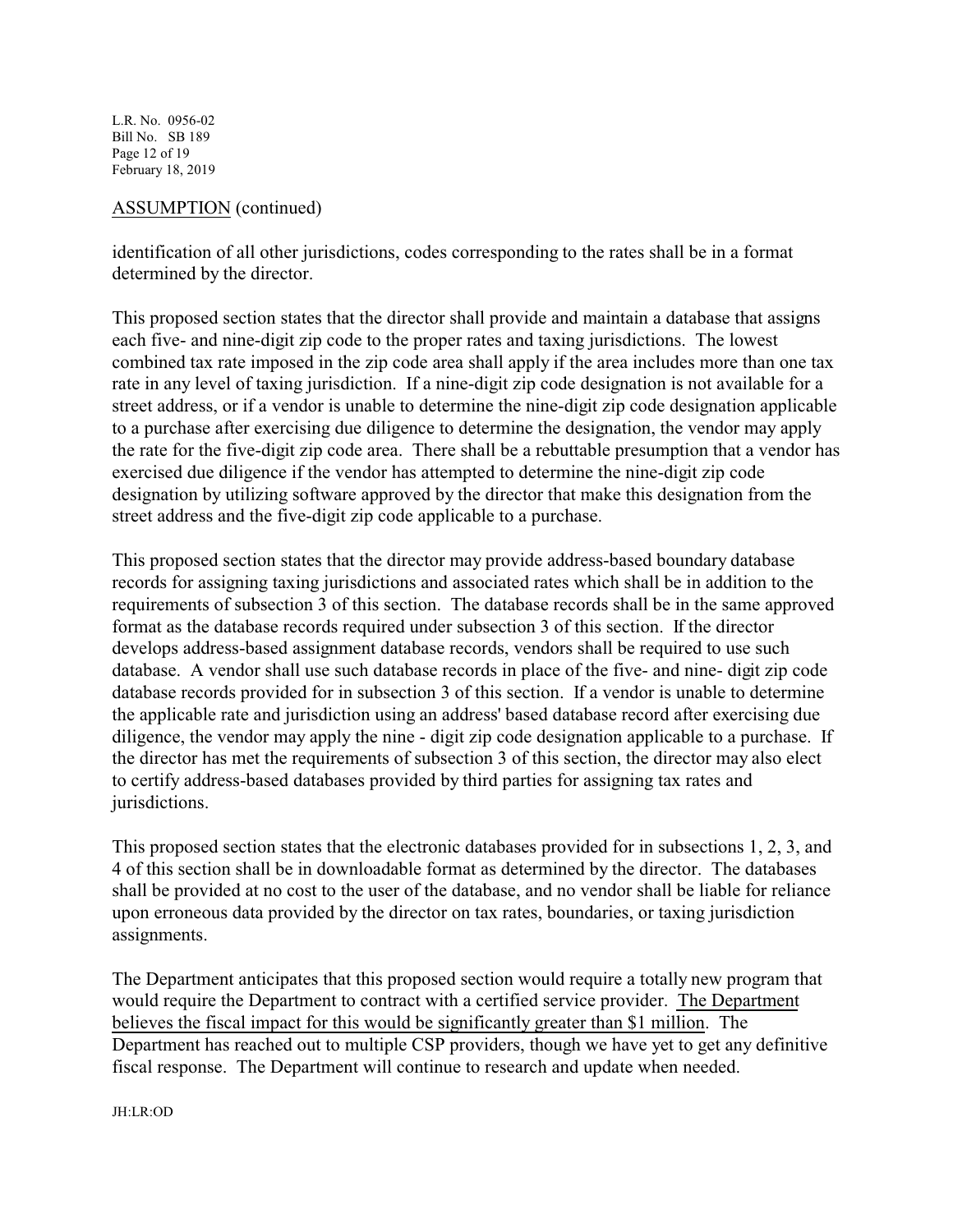ASSUMPTION (continued)

identification of all other jurisdictions, codes corresponding to the rates shall be in a format determined by the director.

This proposed section states that the director shall provide and maintain a database that assigns each five- and nine-digit zip code to the proper rates and taxing jurisdictions. The lowest combined tax rate imposed in the zip code area shall apply if the area includes more than one tax rate in any level of taxing jurisdiction. If a nine-digit zip code designation is not available for a street address, or if a vendor is unable to determine the nine-digit zip code designation applicable to a purchase after exercising due diligence to determine the designation, the vendor may apply the rate for the five-digit zip code area. There shall be a rebuttable presumption that a vendor has exercised due diligence if the vendor has attempted to determine the nine-digit zip code designation by utilizing software approved by the director that make this designation from the street address and the five-digit zip code applicable to a purchase.

This proposed section states that the director may provide address-based boundary database records for assigning taxing jurisdictions and associated rates which shall be in addition to the requirements of subsection 3 of this section. The database records shall be in the same approved format as the database records required under subsection 3 of this section. If the director develops address-based assignment database records, vendors shall be required to use such database. A vendor shall use such database records in place of the five- and nine- digit zip code database records provided for in subsection 3 of this section. If a vendor is unable to determine the applicable rate and jurisdiction using an address' based database record after exercising due diligence, the vendor may apply the nine - digit zip code designation applicable to a purchase. If the director has met the requirements of subsection 3 of this section, the director may also elect to certify address-based databases provided by third parties for assigning tax rates and jurisdictions.

This proposed section states that the electronic databases provided for in subsections 1, 2, 3, and 4 of this section shall be in downloadable format as determined by the director. The databases shall be provided at no cost to the user of the database, and no vendor shall be liable for reliance upon erroneous data provided by the director on tax rates, boundaries, or taxing jurisdiction assignments.

The Department anticipates that this proposed section would require a totally new program that would require the Department to contract with a certified service provider. The Department believes the fiscal impact for this would be significantly greater than $1 million. The Department has reached out to multiple CSP providers, though we have yet to get any definitive fiscal response. The Department will continue to research and update when needed.

JH:LR:OD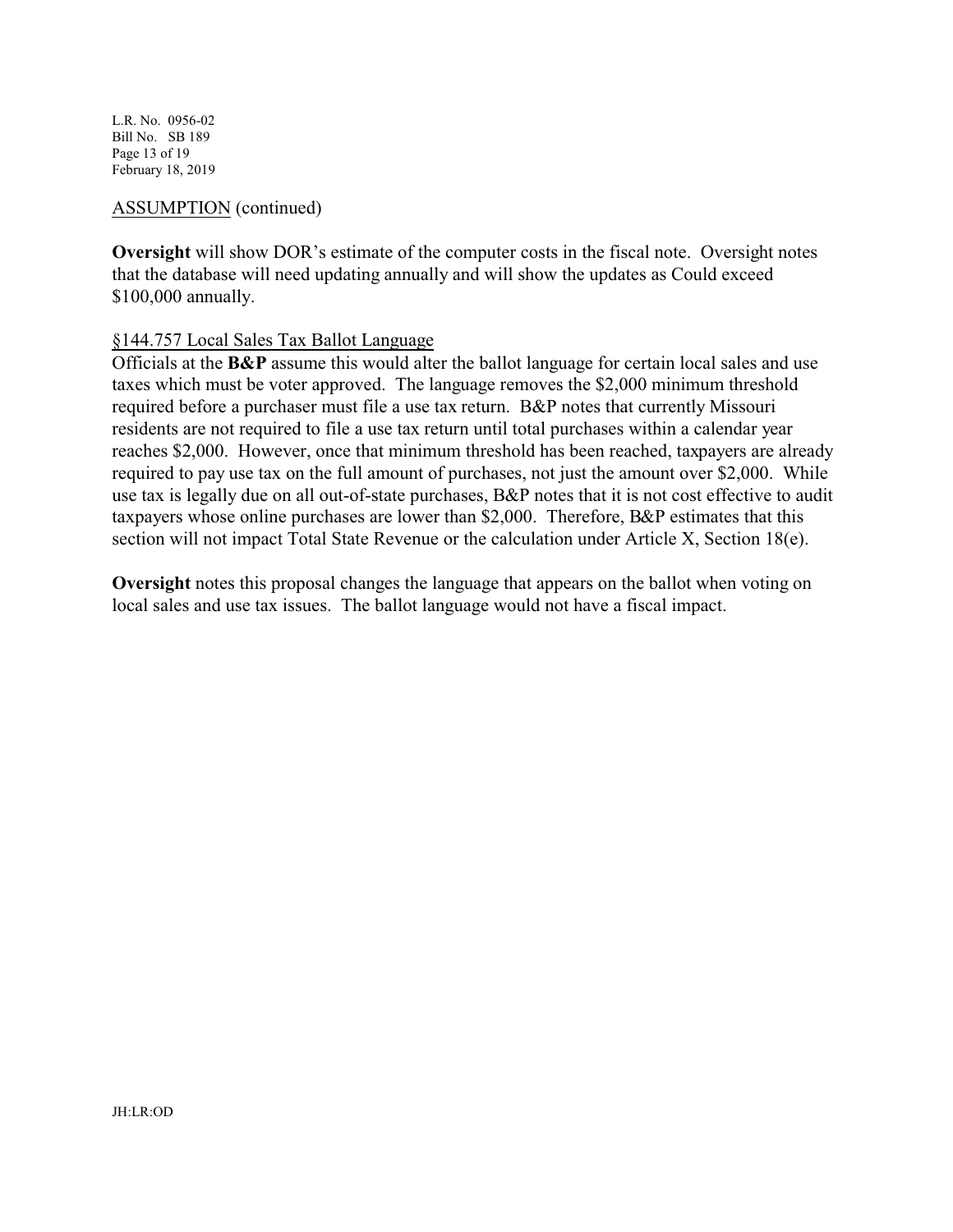ASSUMPTION (continued)

**Oversight** will show DOR's estimate of the computer costs in the fiscal note. Oversight notes that the database will need updating annually and will show the updates as Could exceed $100,000 annually.

§144.757 Local Sales Tax Ballot Language

Officials at the **B&P** assume this would alter the ballot language for certain local sales and use taxes which must be voter approved. The language removes the $2,000 minimum threshold required before a purchaser must file a use tax return. B&P notes that currently Missouri residents are not required to file a use tax return until total purchases within a calendar year reaches $2,000. However, once that minimum threshold has been reached, taxpayers are already required to pay use tax on the full amount of purchases, not just the amount over $2,000. While use tax is legally due on all out-of-state purchases, B&P notes that it is not cost effective to audit taxpayers whose online purchases are lower than $2,000. Therefore, B&P estimates that this section will not impact Total State Revenue or the calculation under Article X, Section 18(e).

**Oversight** notes this proposal changes the language that appears on the ballot when voting on local sales and use tax issues. The ballot language would not have a fiscal impact.

JH:LR:OD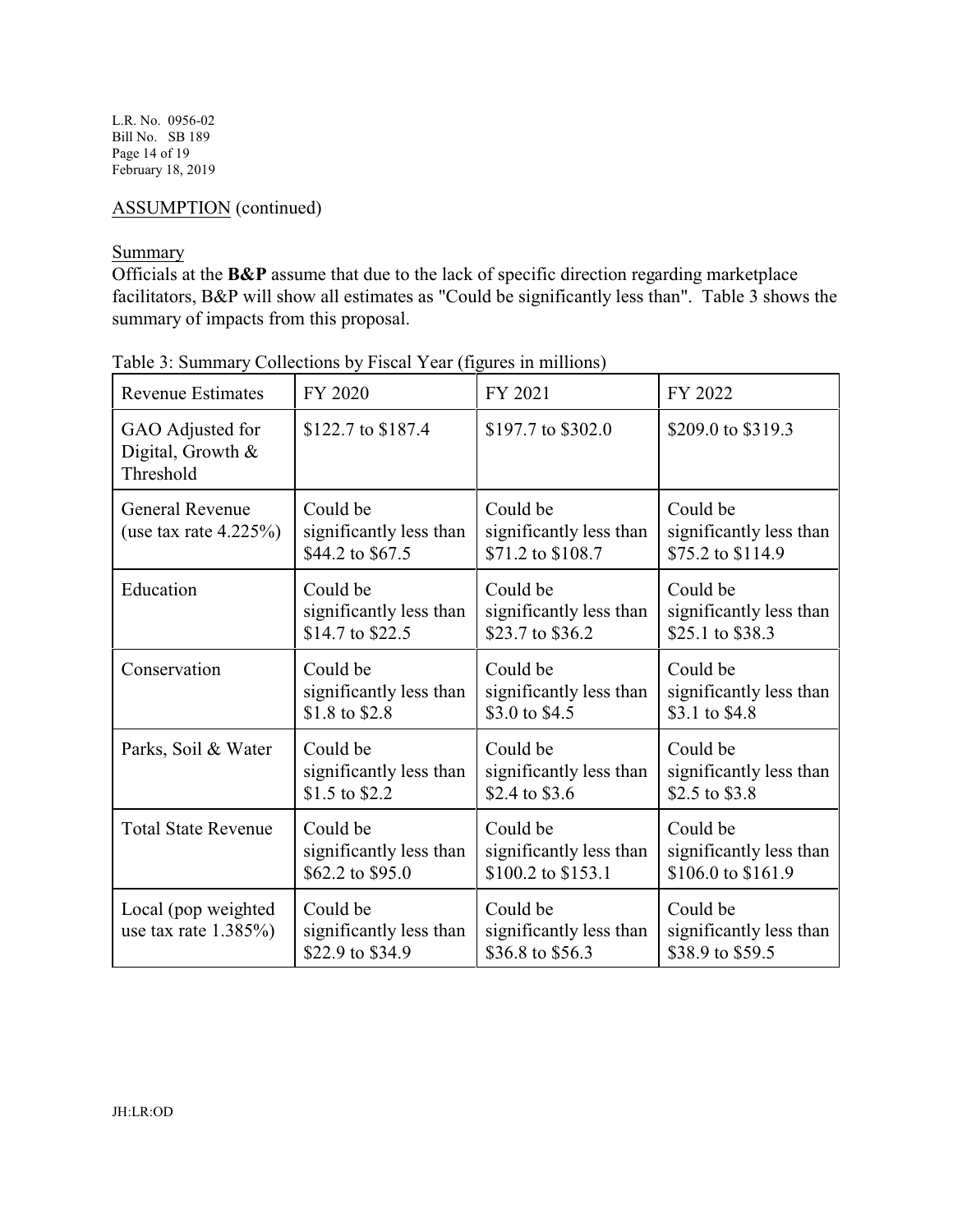ASSUMPTION (continued)

Summary

Officials at the **B&P** assume that due to the lack of specific direction regarding marketplace facilitators, B&P will show all estimates as "Could be significantly less than". Table 3 shows the summary of impacts from this proposal.

Table 3: Summary Collections by Fiscal Year (figures in millions)

| Revenue Estimates | FY 2020 | FY 2021 | FY 2022 |
|---|---|---|---|
| GAO Adjusted for Digital, Growth & Threshold | $122.7 to $187.4 | $197.7 to $302.0 | $209.0 to $319.3 |
| General Revenue (use tax rate 4.225%) | Could be significantly less than $44.2 to $67.5 | Could be significantly less than $71.2 to $108.7 | Could be significantly less than $75.2 to $114.9 |
| Education | Could be significantly less than $14.7 to $22.5 | Could be significantly less than $23.7 to $36.2 | Could be significantly less than $25.1 to $38.3 |
| Conservation | Could be significantly less than $1.8 to $2.8 | Could be significantly less than $3.0 to $4.5 | Could be significantly less than $3.1 to $4.8 |
| Parks, Soil & Water | Could be significantly less than $1.5 to $2.2 | Could be significantly less than $2.4 to $3.6 | Could be significantly less than $2.5 to $3.8 |
| Total State Revenue | Could be significantly less than $62.2 to $95.0 | Could be significantly less than $100.2 to $153.1 | Could be significantly less than $106.0 to $161.9 |
| Local (pop weighted use tax rate 1.385%) | Could be significantly less than $22.9 to $34.9 | Could be significantly less than $36.8 to $56.3 | Could be significantly less than $38.9 to $59.5 |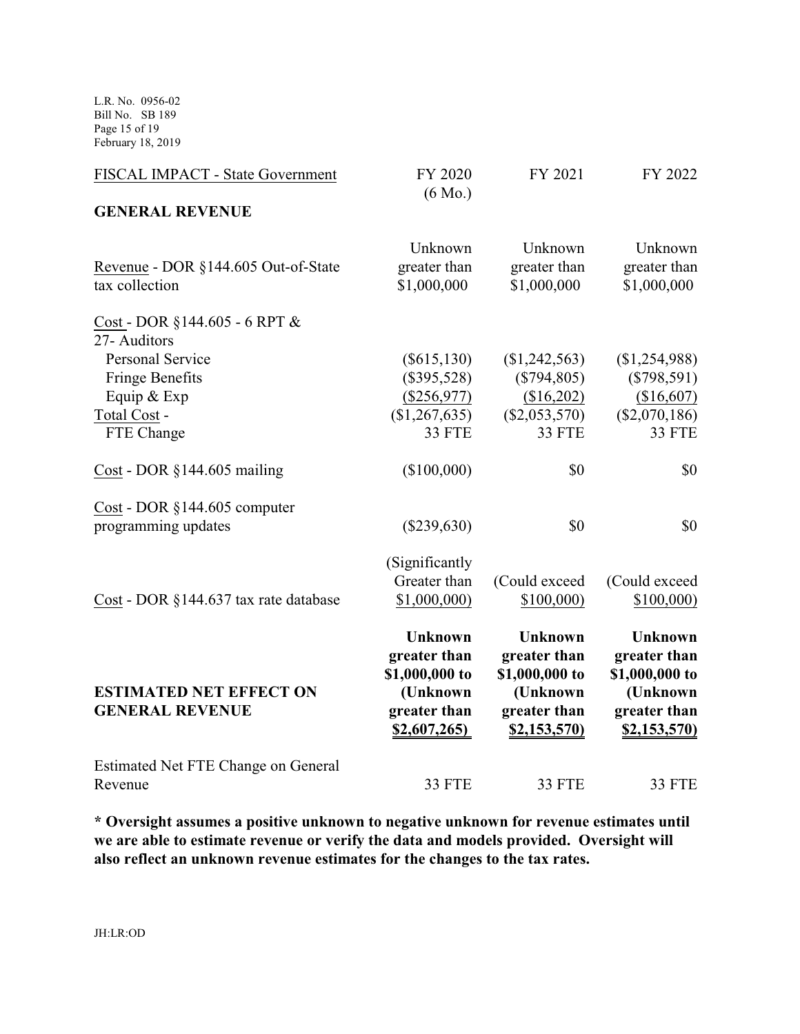| FISCAL IMPACT - State Government | FY 2020 (6 Mo.) | FY 2021 | FY 2022 |
|---|---|---|---|
| **GENERAL REVENUE** | | | |
| Revenue - DOR §144.605 Out-of-State tax collection | Unknown greater than $1,000,000 | Unknown greater than $1,000,000 | Unknown greater than $1,000,000 |
| Cost - DOR §144.605 - 6 RPT & 27- Auditors | | | |
| Personal Service | ($615,130) | ($1,242,563) | ($1,254,988) |
| Fringe Benefits | ($395,528) | ($794,805) | ($798,591) |
| Equip & Exp | ($256,977) | ($16,202) | ($16,607) |
| Total Cost - | ($1,267,635) | ($2,053,570) | ($2,070,186) |
| FTE Change | 33 FTE | 33 FTE | 33 FTE |
| Cost - DOR §144.605 mailing | ($100,000) | $0 | $0 |
| Cost - DOR §144.605 computer programming updates | ($239,630) | $0 | $0 |
| Cost - DOR §144.637 tax rate database | (Significantly Greater than $1,000,000) | (Could exceed $100,000) | (Could exceed $100,000) |
| **ESTIMATED NET EFFECT ON GENERAL REVENUE** | **Unknown greater than $1,000,000 to (Unknown greater than $2,607,265)** | **Unknown greater than $1,000,000 to (Unknown greater than $2,153,570)** | **Unknown greater than $1,000,000 to (Unknown greater than $2,153,570)** |
| Estimated Net FTE Change on General Revenue | 33 FTE | 33 FTE | 33 FTE |

**\* Oversight assumes a positive unknown to negative unknown for revenue estimates until we are able to estimate revenue or verify the data and models provided. Oversight will also reflect an unknown revenue estimates for the changes to the tax rates.**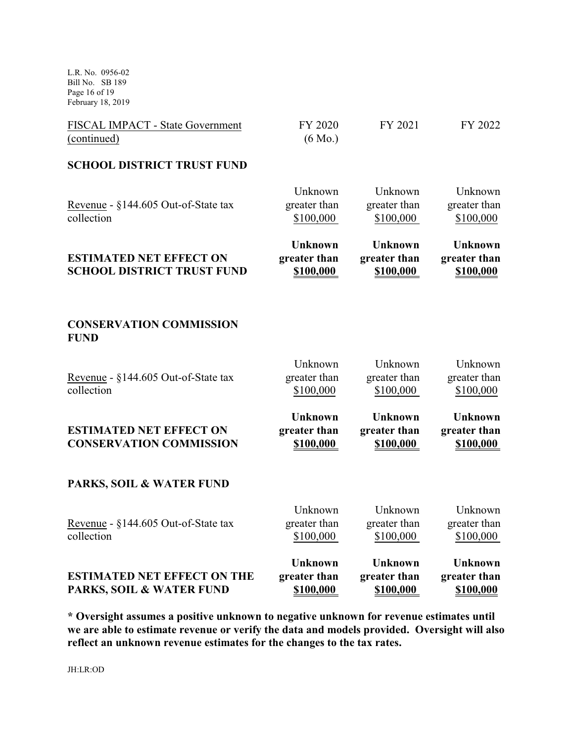| FISCAL IMPACT - State Government (continued) | FY 2020 (6 Mo.) | FY 2021 | FY 2022 |
|---|---|---|---|
| **SCHOOL DISTRICT TRUST FUND** | | | |
| Revenue - §144.605 Out-of-State tax collection | Unknown greater than $100,000 | Unknown greater than $100,000 | Unknown greater than $100,000 |
| **ESTIMATED NET EFFECT ON SCHOOL DISTRICT TRUST FUND** | **Unknown greater than $100,000** | **Unknown greater than $100,000** | **Unknown greater than $100,000** |
| | | | |
| **CONSERVATION COMMISSION FUND** | | | |
| Revenue - §144.605 Out-of-State tax collection | Unknown greater than $100,000 | Unknown greater than $100,000 | Unknown greater than $100,000 |
| **ESTIMATED NET EFFECT ON CONSERVATION COMMISSION** | **Unknown greater than $100,000** | **Unknown greater than $100,000** | **Unknown greater than $100,000** |
| | | | |
| **PARKS, SOIL & WATER FUND** | | | |
| Revenue - §144.605 Out-of-State tax collection | Unknown greater than $100,000 | Unknown greater than $100,000 | Unknown greater than $100,000 |
| **ESTIMATED NET EFFECT ON THE PARKS, SOIL & WATER FUND** | **Unknown greater than $100,000** | **Unknown greater than $100,000** | **Unknown greater than $100,000** |

**\* Oversight assumes a positive unknown to negative unknown for revenue estimates until we are able to estimate revenue or verify the data and models provided. Oversight will also reflect an unknown revenue estimates for the changes to the tax rates.**

JH:LR:OD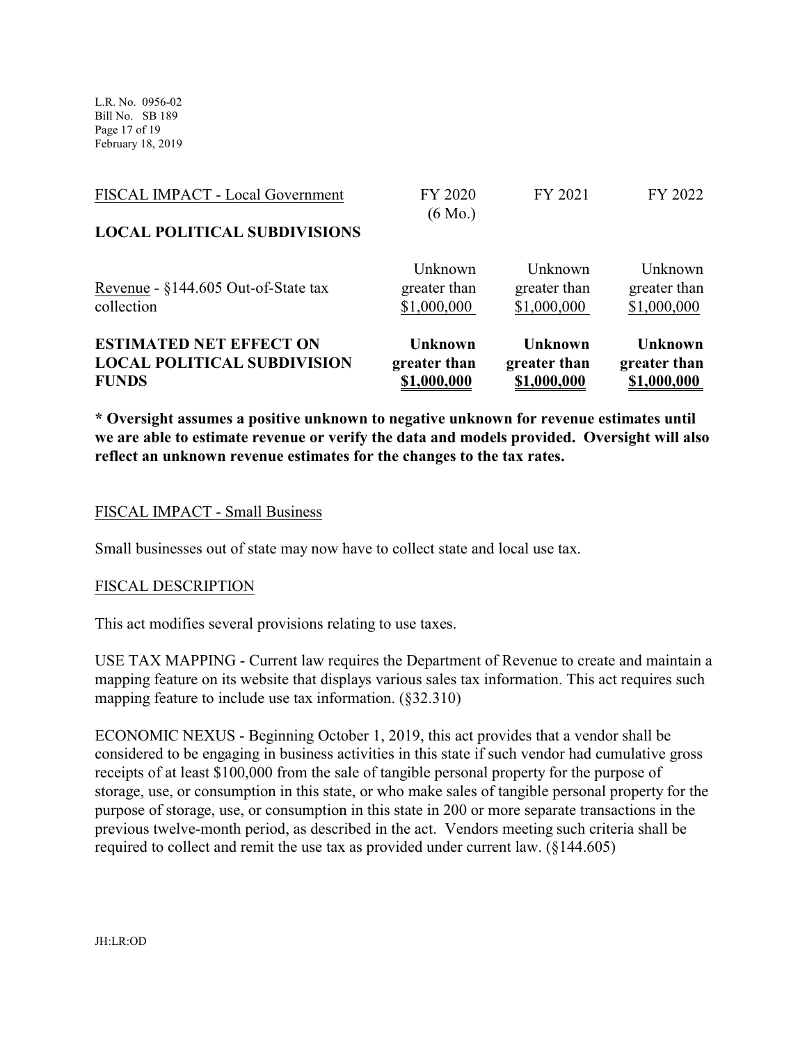| FISCAL IMPACT - Local Government | FY 2020 (6 Mo.) | FY 2021 | FY 2022 |
|---|---|---|---|
| **LOCAL POLITICAL SUBDIVISIONS** | | | |
| Revenue - §144.605 Out-of-State tax collection | Unknown greater than $1,000,000 | Unknown greater than $1,000,000 | Unknown greater than $1,000,000 |
| **ESTIMATED NET EFFECT ON LOCAL POLITICAL SUBDIVISION FUNDS** | **Unknown greater than $1,000,000** | **Unknown greater than $1,000,000** | **Unknown greater than $1,000,000** |

**\* Oversight assumes a positive unknown to negative unknown for revenue estimates until we are able to estimate revenue or verify the data and models provided. Oversight will also reflect an unknown revenue estimates for the changes to the tax rates.**

FISCAL IMPACT - Small Business

Small businesses out of state may now have to collect state and local use tax.

FISCAL DESCRIPTION

This act modifies several provisions relating to use taxes.

USE TAX MAPPING - Current law requires the Department of Revenue to create and maintain a mapping feature on its website that displays various sales tax information. This act requires such mapping feature to include use tax information. (§32.310)

ECONOMIC NEXUS - Beginning October 1, 2019, this act provides that a vendor shall be considered to be engaging in business activities in this state if such vendor had cumulative gross receipts of at least $100,000 from the sale of tangible personal property for the purpose of storage, use, or consumption in this state, or who make sales of tangible personal property for the purpose of storage, use, or consumption in this state in 200 or more separate transactions in the previous twelve-month period, as described in the act. Vendors meeting such criteria shall be required to collect and remit the use tax as provided under current law. (§144.605)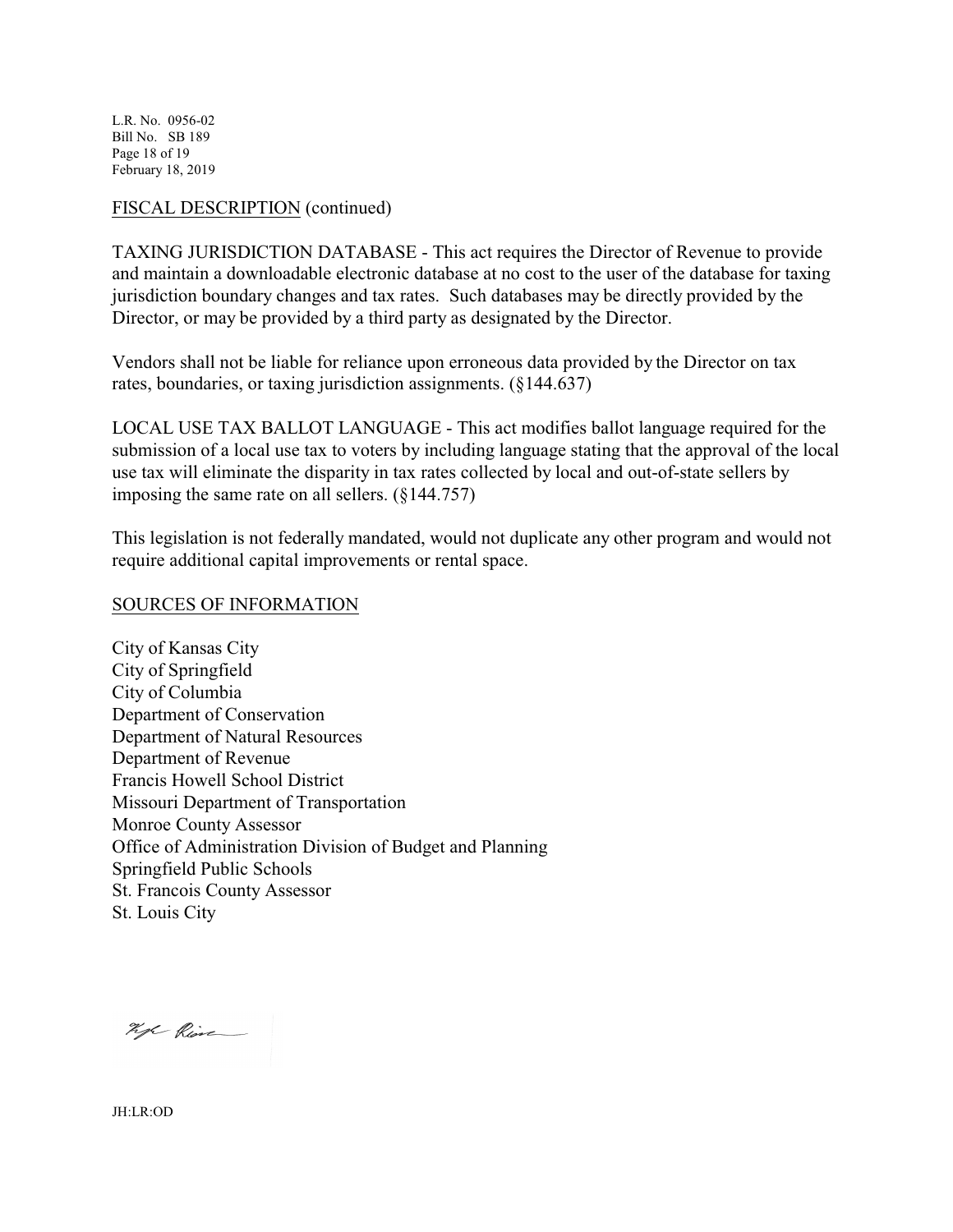FISCAL DESCRIPTION (continued)

TAXING JURISDICTION DATABASE - This act requires the Director of Revenue to provide and maintain a downloadable electronic database at no cost to the user of the database for taxing jurisdiction boundary changes and tax rates. Such databases may be directly provided by the Director, or may be provided by a third party as designated by the Director.

Vendors shall not be liable for reliance upon erroneous data provided by the Director on tax rates, boundaries, or taxing jurisdiction assignments. (§144.637)

LOCAL USE TAX BALLOT LANGUAGE - This act modifies ballot language required for the submission of a local use tax to voters by including language stating that the approval of the local use tax will eliminate the disparity in tax rates collected by local and out-of-state sellers by imposing the same rate on all sellers. (§144.757)

This legislation is not federally mandated, would not duplicate any other program and would not require additional capital improvements or rental space.

SOURCES OF INFORMATION

City of Kansas City
City of Springfield
City of Columbia
Department of Conservation
Department of Natural Resources
Department of Revenue
Francis Howell School District
Missouri Department of Transportation
Monroe County Assessor
Office of Administration Division of Budget and Planning
Springfield Public Schools
St. Francois County Assessor
St. Louis City

JH:LR:OD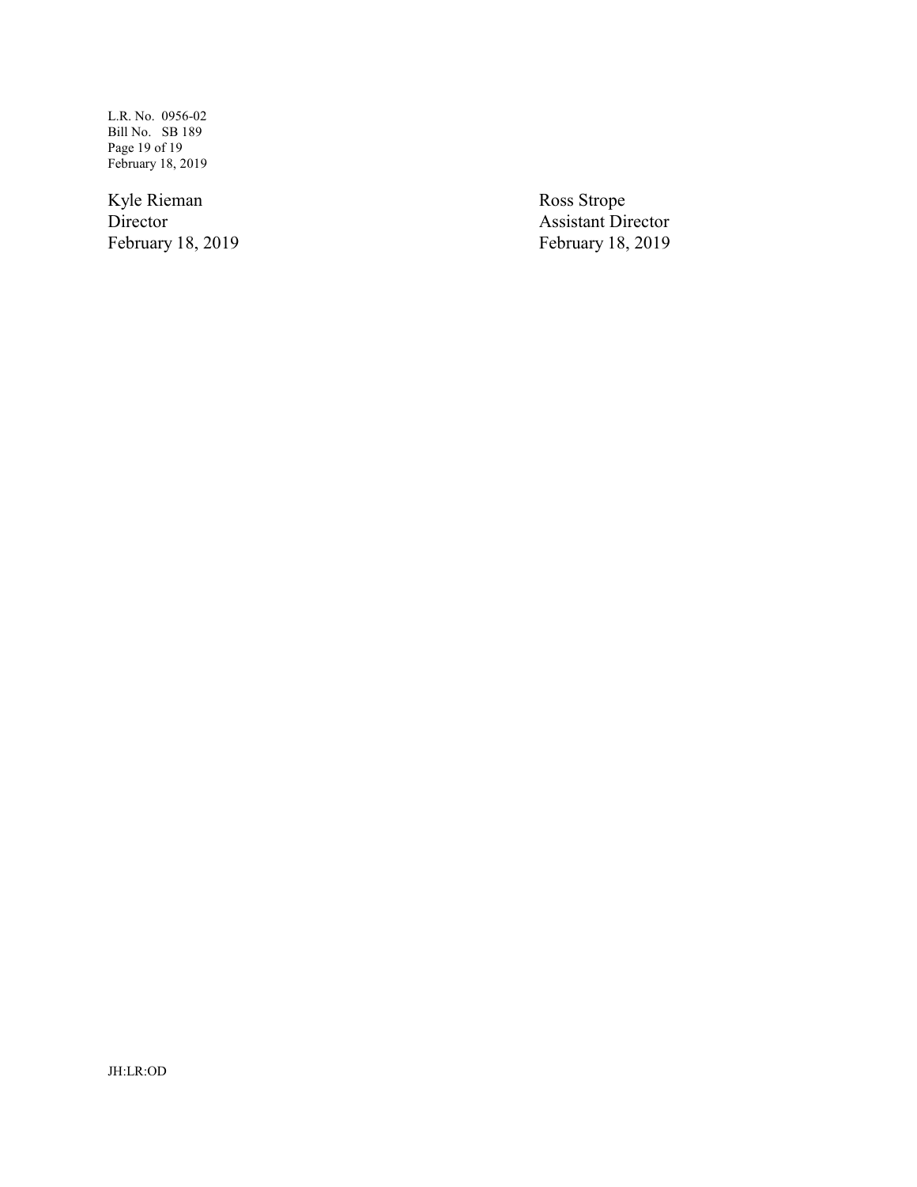Kyle Rieman
Director
February 18, 2019

Ross Strope
Assistant Director
February 18, 2019

JH:LR:OD